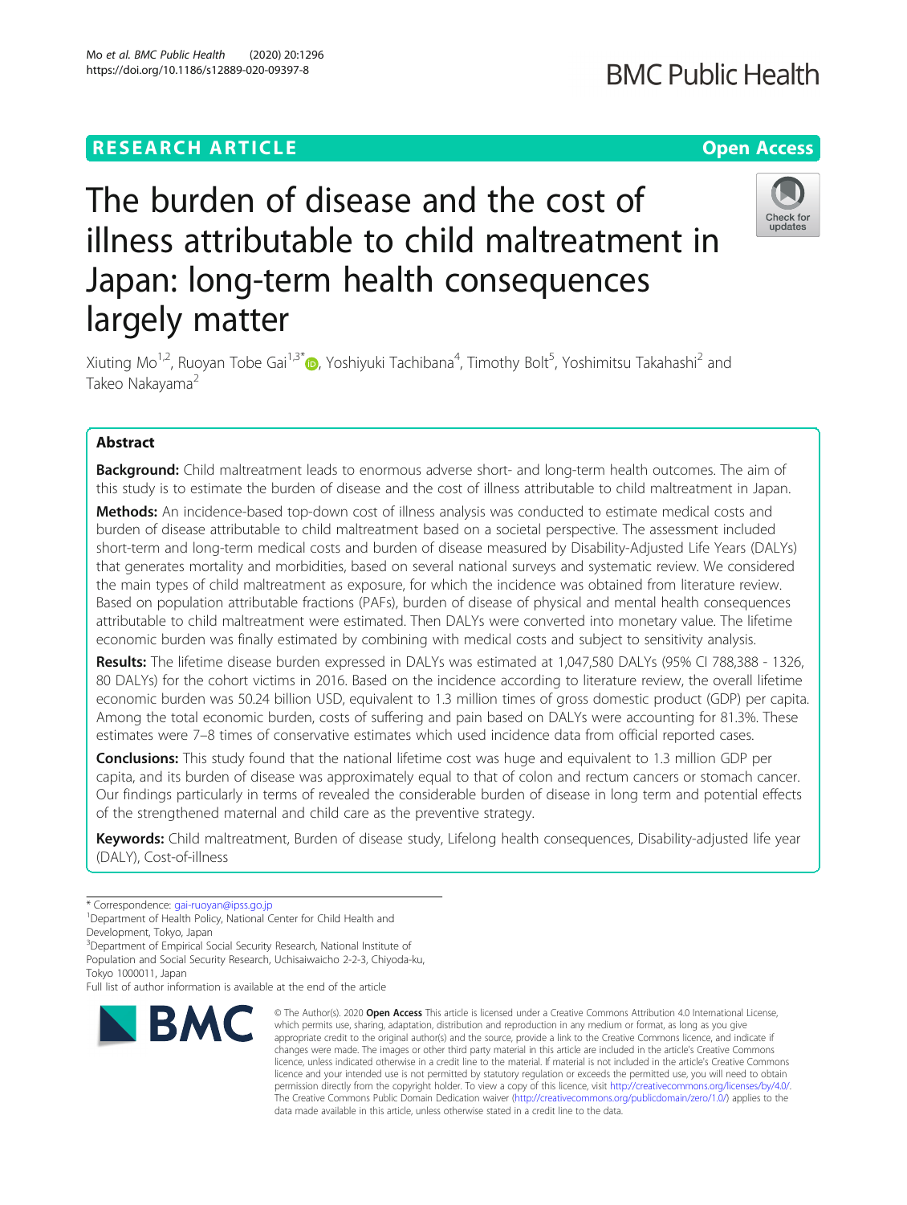RESEARCH ARTICLE

Open Access

# The burden of disease and the cost of illness attributable to child maltreatment in Japan: long-term health consequences largely matter

Xiuting Mo[1,2], Ruoyan Tobe Gai[1,3*], Yoshiyuki Tachibana[4], Timothy Bolt[5], Yoshimitsu Takahashi[2] and Takeo Nakayama[2]

## Abstract

**Background:** Child maltreatment leads to enormous adverse short- and long-term health outcomes. The aim of this study is to estimate the burden of disease and the cost of illness attributable to child maltreatment in Japan.

**Methods:** An incidence-based top-down cost of illness analysis was conducted to estimate medical costs and burden of disease attributable to child maltreatment based on a societal perspective. The assessment included short-term and long-term medical costs and burden of disease measured by Disability-Adjusted Life Years (DALYs) that generates mortality and morbidities, based on several national surveys and systematic review. We considered the main types of child maltreatment as exposure, for which the incidence was obtained from literature review. Based on population attributable fractions (PAFs), burden of disease of physical and mental health consequences attributable to child maltreatment were estimated. Then DALYs were converted into monetary value. The lifetime economic burden was finally estimated by combining with medical costs and subject to sensitivity analysis.

**Results:** The lifetime disease burden expressed in DALYs was estimated at 1,047,580 DALYs (95% CI 788,388 - 1326,80 DALYs) for the cohort victims in 2016. Based on the incidence according to literature review, the overall lifetime economic burden was 50.24 billion USD, equivalent to 1.3 million times of gross domestic product (GDP) per capita. Among the total economic burden, costs of suffering and pain based on DALYs were accounting for 81.3%. These estimates were 7–8 times of conservative estimates which used incidence data from official reported cases.

**Conclusions:** This study found that the national lifetime cost was huge and equivalent to 1.3 million GDP per capita, and its burden of disease was approximately equal to that of colon and rectum cancers or stomach cancer. Our findings particularly in terms of revealed the considerable burden of disease in long term and potential effects of the strengthened maternal and child care as the preventive strategy.

**Keywords:** Child maltreatment, Burden of disease study, Lifelong health consequences, Disability-adjusted life year (DALY), Cost-of-illness

---

* Correspondence: gai-ruoyan@ipss.go.jp
[1]Department of Health Policy, National Center for Child Health and Development, Tokyo, Japan
[3]Department of Empirical Social Security Research, National Institute of Population and Social Security Research, Uchisaiwaicho 2-2-3, Chiyoda-ku, Tokyo 1000011, Japan
Full list of author information is available at the end of the article

© The Author(s). 2020 **Open Access** This article is licensed under a Creative Commons Attribution 4.0 International License, which permits use, sharing, adaptation, distribution and reproduction in any medium or format, as long as you give appropriate credit to the original author(s) and the source, provide a link to the Creative Commons licence, and indicate if changes were made. The images or other third party material in this article are included in the article's Creative Commons licence, unless indicated otherwise in a credit line to the material. If material is not included in the article's Creative Commons licence and your intended use is not permitted by statutory regulation or exceeds the permitted use, you will need to obtain permission directly from the copyright holder. To view a copy of this licence, visit http://creativecommons.org/licenses/by/4.0/. The Creative Commons Public Domain Dedication waiver (http://creativecommons.org/publicdomain/zero/1.0/) applies to the data made available in this article, unless otherwise stated in a credit line to the data.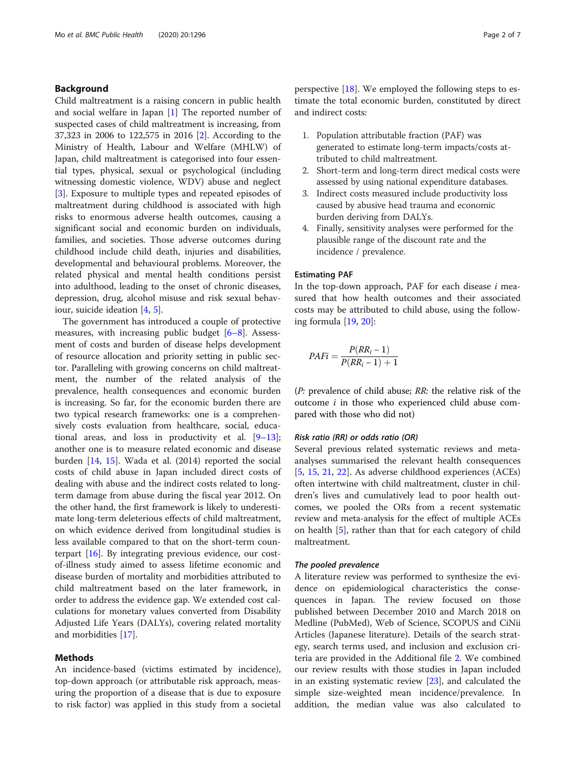## Background

Child maltreatment is a raising concern in public health and social welfare in Japan [1] The reported number of suspected cases of child maltreatment is increasing, from 37,323 in 2006 to 122,575 in 2016 [2]. According to the Ministry of Health, Labour and Welfare (MHLW) of Japan, child maltreatment is categorised into four essential types, physical, sexual or psychological (including witnessing domestic violence, WDV) abuse and neglect [3]. Exposure to multiple types and repeated episodes of maltreatment during childhood is associated with high risks to enormous adverse health outcomes, causing a significant social and economic burden on individuals, families, and societies. Those adverse outcomes during childhood include child death, injuries and disabilities, developmental and behavioural problems. Moreover, the related physical and mental health conditions persist into adulthood, leading to the onset of chronic diseases, depression, drug, alcohol misuse and risk sexual behaviour, suicide ideation [4, 5].

The government has introduced a couple of protective measures, with increasing public budget [6–8]. Assessment of costs and burden of disease helps development of resource allocation and priority setting in public sector. Paralleling with growing concerns on child maltreatment, the number of the related analysis of the prevalence, health consequences and economic burden is increasing. So far, for the economic burden there are two typical research frameworks: one is a comprehensively costs evaluation from healthcare, social, educational areas, and loss in productivity et al. [9–13]; another one is to measure related economic and disease burden [14, 15]. Wada et al. (2014) reported the social costs of child abuse in Japan included direct costs of dealing with abuse and the indirect costs related to long-term damage from abuse during the fiscal year 2012. On the other hand, the first framework is likely to underestimate long-term deleterious effects of child maltreatment, on which evidence derived from longitudinal studies is less available compared to that on the short-term counterpart [16]. By integrating previous evidence, our cost-of-illness study aimed to assess lifetime economic and disease burden of mortality and morbidities attributed to child maltreatment based on the later framework, in order to address the evidence gap. We extended cost calculations for monetary values converted from Disability Adjusted Life Years (DALYs), covering related mortality and morbidities [17].

## Methods

An incidence-based (victims estimated by incidence), top-down approach (or attributable risk approach, measuring the proportion of a disease that is due to exposure to risk factor) was applied in this study from a societal perspective [18]. We employed the following steps to estimate the total economic burden, constituted by direct and indirect costs:

1. Population attributable fraction (PAF) was generated to estimate long-term impacts/costs attributed to child maltreatment.
2. Short-term and long-term direct medical costs were assessed by using national expenditure databases.
3. Indirect costs measured include productivity loss caused by abusive head trauma and economic burden deriving from DALYs.
4. Finally, sensitivity analyses were performed for the plausible range of the discount rate and the incidence / prevalence.

### Estimating PAF

In the top-down approach, PAF for each disease $i$ measured that how health outcomes and their associated costs may be attributed to child abuse, using the following formula [19, 20]:

$$PAFi = \frac{P(RR_i - 1)}{P(RR_i - 1) + 1}$$

(*P:* prevalence of child abuse; *RR:* the relative risk of the outcome $i$ in those who experienced child abuse compared with those who did not)

#### *Risk ratio (RR) or odds ratio (OR)*

Several previous related systematic reviews and meta-analyses summarised the relevant health consequences [5, 15, 21, 22]. As adverse childhood experiences (ACEs) often intertwine with child maltreatment, cluster in children's lives and cumulatively lead to poor health outcomes, we pooled the ORs from a recent systematic review and meta-analysis for the effect of multiple ACEs on health [5], rather than that for each category of child maltreatment.

#### *The pooled prevalence*

A literature review was performed to synthesize the evidence on epidemiological characteristics the consequences in Japan. The review focused on those published between December 2010 and March 2018 on Medline (PubMed), Web of Science, SCOPUS and CiNii Articles (Japanese literature). Details of the search strategy, search terms used, and inclusion and exclusion criteria are provided in the Additional file 2. We combined our review results with those studies in Japan included in an existing systematic review [23], and calculated the simple size-weighted mean incidence/prevalence. In addition, the median value was also calculated to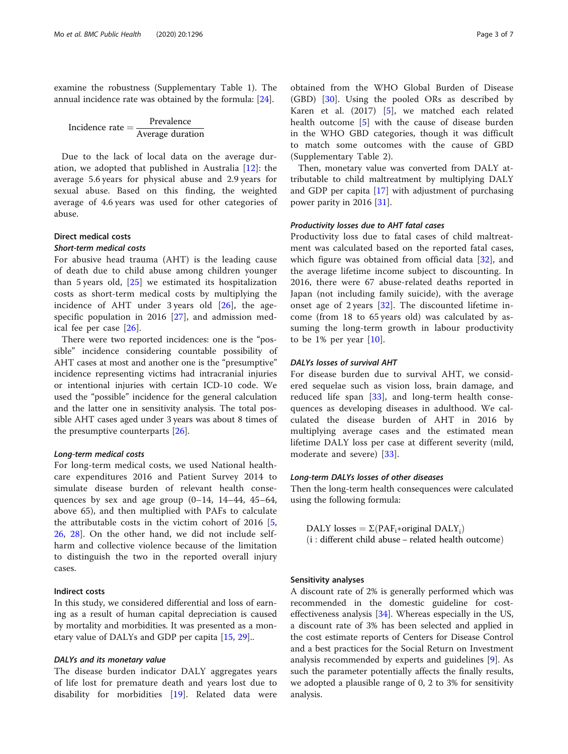examine the robustness (Supplementary Table 1). The annual incidence rate was obtained by the formula: [24].

$$\text{Incidence rate} = \frac{\text{Prevalence}}{\text{Average duration}}$$

Due to the lack of local data on the average duration, we adopted that published in Australia [12]: the average 5.6 years for physical abuse and 2.9 years for sexual abuse. Based on this finding, the weighted average of 4.6 years was used for other categories of abuse.

## Direct medical costs

### *Short-term medical costs*

For abusive head trauma (AHT) is the leading cause of death due to child abuse among children younger than 5 years old, [25] we estimated its hospitalization costs as short-term medical costs by multiplying the incidence of AHT under 3 years old [26], the age-specific population in 2016 [27], and admission medical fee per case [26].

There were two reported incidences: one is the "possible" incidence considering countable possibility of AHT cases at most and another one is the "presumptive" incidence representing victims had intracranial injuries or intentional injuries with certain ICD-10 code. We used the "possible" incidence for the general calculation and the latter one in sensitivity analysis. The total possible AHT cases aged under 3 years was about 8 times of the presumptive counterparts [26].

### *Long-term medical costs*

For long-term medical costs, we used National healthcare expenditures 2016 and Patient Survey 2014 to simulate disease burden of relevant health consequences by sex and age group (0–14, 14–44, 45–64, above 65), and then multiplied with PAFs to calculate the attributable costs in the victim cohort of 2016 [5, 26, 28]. On the other hand, we did not include self-harm and collective violence because of the limitation to distinguish the two in the reported overall injury cases.

## Indirect costs

In this study, we considered differential and loss of earning as a result of human capital depreciation is caused by mortality and morbidities. It was presented as a monetary value of DALYs and GDP per capita [15, 29]..

### *DALYs and its monetary value*

The disease burden indicator DALY aggregates years of life lost for premature death and years lost due to disability for morbidities [19]. Related data were obtained from the WHO Global Burden of Disease (GBD) [30]. Using the pooled ORs as described by Karen et al. (2017) [5], we matched each related health outcome [5] with the cause of disease burden in the WHO GBD categories, though it was difficult to match some outcomes with the cause of GBD (Supplementary Table 2).

Then, monetary value was converted from DALY attributable to child maltreatment by multiplying DALY and GDP per capita [17] with adjustment of purchasing power parity in 2016 [31].

### *Productivity losses due to AHT fatal cases*

Productivity loss due to fatal cases of child maltreatment was calculated based on the reported fatal cases, which figure was obtained from official data [32], and the average lifetime income subject to discounting. In 2016, there were 67 abuse-related deaths reported in Japan (not including family suicide), with the average onset age of 2 years [32]. The discounted lifetime income (from 18 to 65 years old) was calculated by assuming the long-term growth in labour productivity to be 1% per year [10].

### *DALYs losses of survival AHT*

For disease burden due to survival AHT, we considered sequelae such as vision loss, brain damage, and reduced life span [33], and long-term health consequences as developing diseases in adulthood. We calculated the disease burden of AHT in 2016 by multiplying average cases and the estimated mean lifetime DALY loss per case at different severity (mild, moderate and severe) [33].

### *Long-term DALYs losses of other diseases*

Then the long-term health consequences were calculated using the following formula:

$$\text{DALY losses} = \Sigma(\text{PAF}_i * \text{original DALY}_i)$$
$$(\text{i : different child abuse – related health outcome})$$

## Sensitivity analyses

A discount rate of 2% is generally performed which was recommended in the domestic guideline for cost-effectiveness analysis [34]. Whereas especially in the US, a discount rate of 3% has been selected and applied in the cost estimate reports of Centers for Disease Control and a best practices for the Social Return on Investment analysis recommended by experts and guidelines [9]. As such the parameter potentially affects the finally results, we adopted a plausible range of 0, 2 to 3% for sensitivity analysis.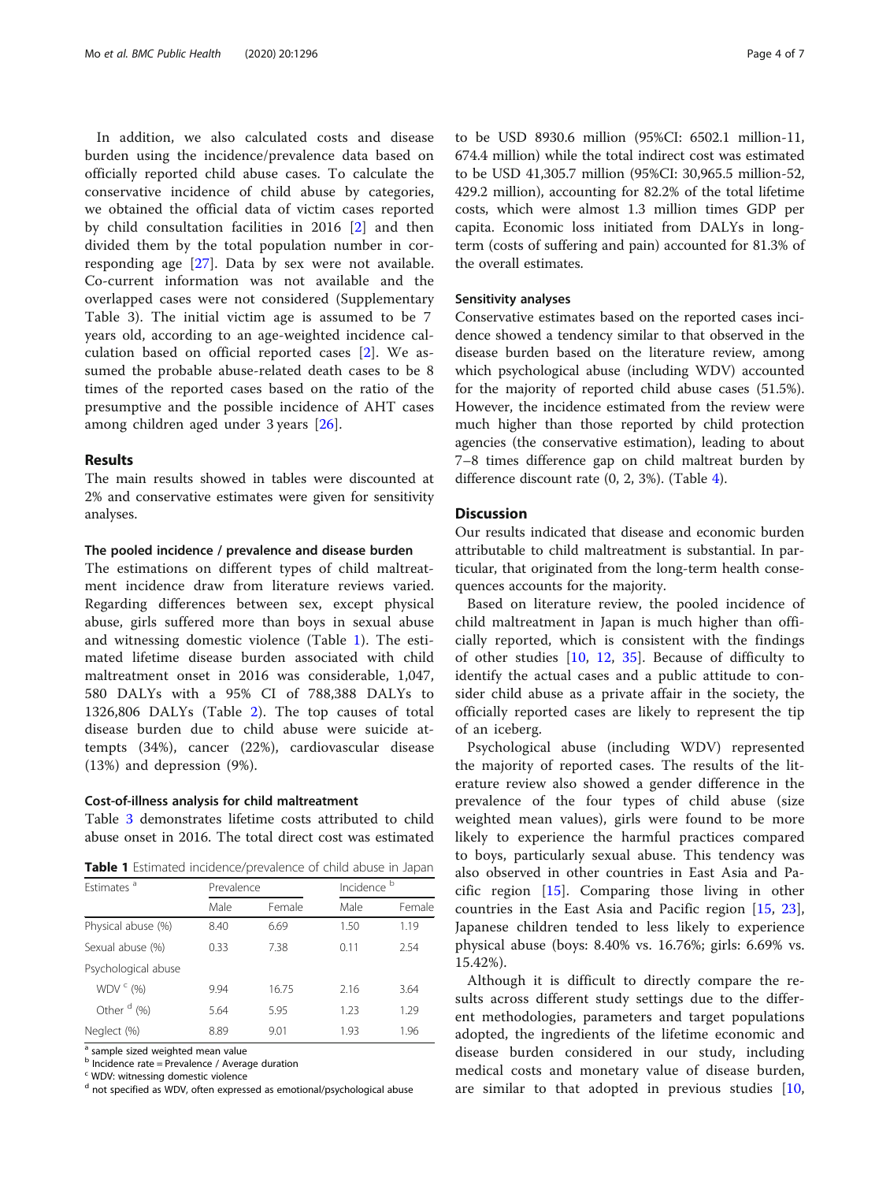In addition, we also calculated costs and disease burden using the incidence/prevalence data based on officially reported child abuse cases. To calculate the conservative incidence of child abuse by categories, we obtained the official data of victim cases reported by child consultation facilities in 2016 [2] and then divided them by the total population number in corresponding age [27]. Data by sex were not available. Co-current information was not available and the overlapped cases were not considered (Supplementary Table 3). The initial victim age is assumed to be 7 years old, according to an age-weighted incidence calculation based on official reported cases [2]. We assumed the probable abuse-related death cases to be 8 times of the reported cases based on the ratio of the presumptive and the possible incidence of AHT cases among children aged under 3 years [26].

## Results

The main results showed in tables were discounted at 2% and conservative estimates were given for sensitivity analyses.

### The pooled incidence / prevalence and disease burden

The estimations on different types of child maltreatment incidence draw from literature reviews varied. Regarding differences between sex, except physical abuse, girls suffered more than boys in sexual abuse and witnessing domestic violence (Table 1). The estimated lifetime disease burden associated with child maltreatment onset in 2016 was considerable, 1,047, 580 DALYs with a 95% CI of 788,388 DALYs to 1326,806 DALYs (Table 2). The top causes of total disease burden due to child abuse were suicide attempts (34%), cancer (22%), cardiovascular disease (13%) and depression (9%).

### Cost-of-illness analysis for child maltreatment

Table 3 demonstrates lifetime costs attributed to child abuse onset in 2016. The total direct cost was estimated to be USD 8930.6 million (95%CI: 6502.1 million-11, 674.4 million) while the total indirect cost was estimated to be USD 41,305.7 million (95%CI: 30,965.5 million-52, 429.2 million), accounting for 82.2% of the total lifetime costs, which were almost 1.3 million times GDP per capita. Economic loss initiated from DALYs in long-term (costs of suffering and pain) accounted for 81.3% of the overall estimates.

**Table 1** Estimated incidence/prevalence of child abuse in Japan

| Estimates [a] | Prevalence | | Incidence [b] | |
|---|---|---|---|---|
| | Male | Female | Male | Female |
| Physical abuse (%) | 8.40 | 6.69 | 1.50 | 1.19 |
| Sexual abuse (%) | 0.33 | 7.38 | 0.11 | 2.54 |
| Psychological abuse | | | | |
| WDV [c] (%) | 9.94 | 16.75 | 2.16 | 3.64 |
| Other [d] (%) | 5.64 | 5.95 | 1.23 | 1.29 |
| Neglect (%) | 8.89 | 9.01 | 1.93 | 1.96 |

[a] sample sized weighted mean value
[b] Incidence rate = Prevalence / Average duration
[c] WDV: witnessing domestic violence
[d] not specified as WDV, often expressed as emotional/psychological abuse

### Sensitivity analyses

Conservative estimates based on the reported cases incidence showed a tendency similar to that observed in the disease burden based on the literature review, among which psychological abuse (including WDV) accounted for the majority of reported child abuse cases (51.5%). However, the incidence estimated from the review were much higher than those reported by child protection agencies (the conservative estimation), leading to about 7–8 times difference gap on child maltreat burden by difference discount rate (0, 2, 3%). (Table 4).

## Discussion

Our results indicated that disease and economic burden attributable to child maltreatment is substantial. In particular, that originated from the long-term health consequences accounts for the majority.

Based on literature review, the pooled incidence of child maltreatment in Japan is much higher than officially reported, which is consistent with the findings of other studies [10, 12, 35]. Because of difficulty to identify the actual cases and a public attitude to consider child abuse as a private affair in the society, the officially reported cases are likely to represent the tip of an iceberg.

Psychological abuse (including WDV) represented the majority of reported cases. The results of the literature review also showed a gender difference in the prevalence of the four types of child abuse (size weighted mean values), girls were found to be more likely to experience the harmful practices compared to boys, particularly sexual abuse. This tendency was also observed in other countries in East Asia and Pacific region [15]. Comparing those living in other countries in the East Asia and Pacific region [15, 23], Japanese children tended to less likely to experience physical abuse (boys: 8.40% vs. 16.76%; girls: 6.69% vs. 15.42%).

Although it is difficult to directly compare the results across different study settings due to the different methodologies, parameters and target populations adopted, the ingredients of the lifetime economic and disease burden considered in our study, including medical costs and monetary value of disease burden, are similar to that adopted in previous studies [10,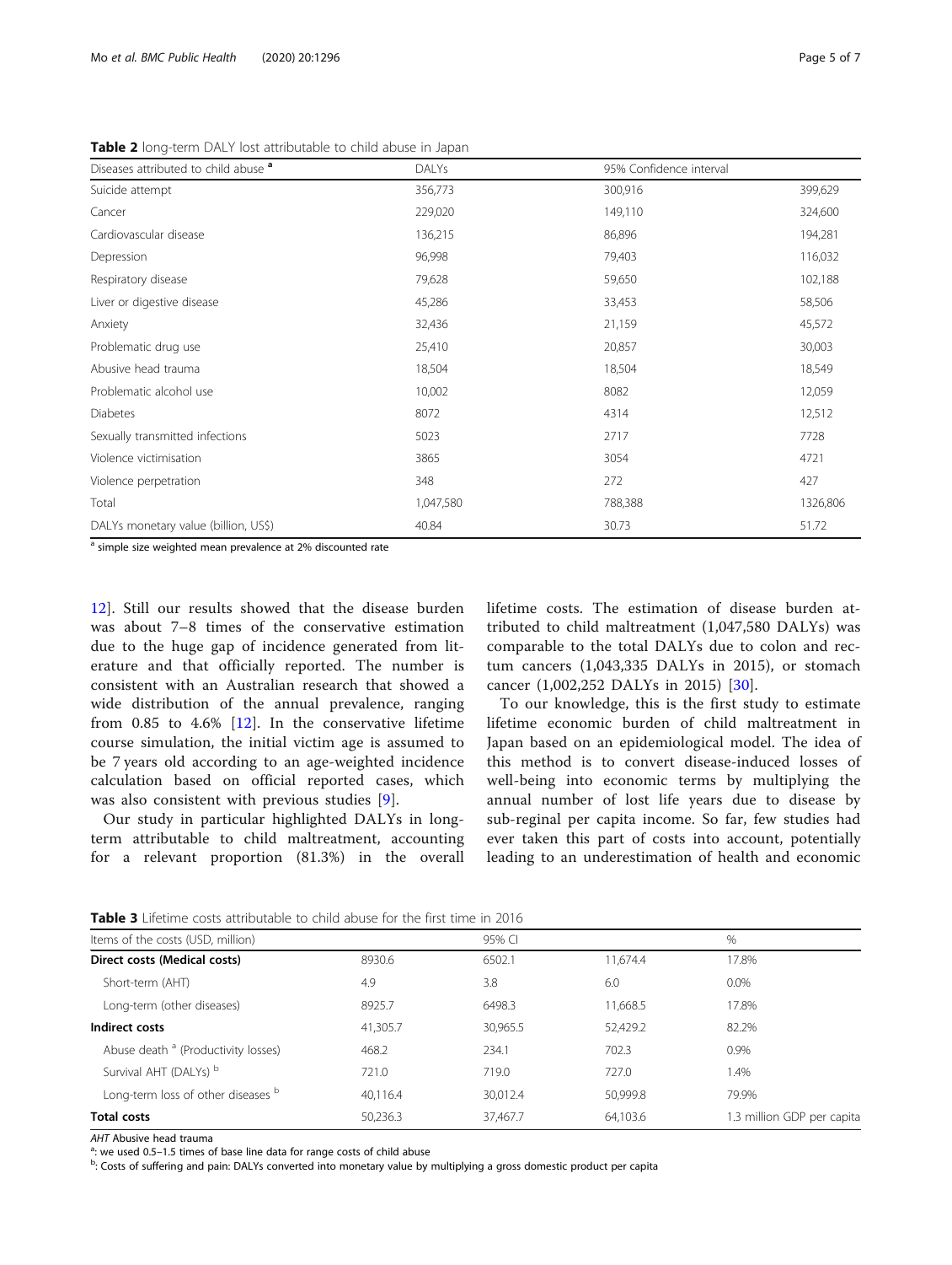**Table 2** long-term DALY lost attributable to child abuse in Japan

| Diseases attributed to child abuse [a] | DALYs | 95% Confidence interval | |
|---|---|---|---|
| Suicide attempt | 356,773 | 300,916 | 399,629 |
| Cancer | 229,020 | 149,110 | 324,600 |
| Cardiovascular disease | 136,215 | 86,896 | 194,281 |
| Depression | 96,998 | 79,403 | 116,032 |
| Respiratory disease | 79,628 | 59,650 | 102,188 |
| Liver or digestive disease | 45,286 | 33,453 | 58,506 |
| Anxiety | 32,436 | 21,159 | 45,572 |
| Problematic drug use | 25,410 | 20,857 | 30,003 |
| Abusive head trauma | 18,504 | 18,504 | 18,549 |
| Problematic alcohol use | 10,002 | 8082 | 12,059 |
| Diabetes | 8072 | 4314 | 12,512 |
| Sexually transmitted infections | 5023 | 2717 | 7728 |
| Violence victimisation | 3865 | 3054 | 4721 |
| Violence perpetration | 348 | 272 | 427 |
| Total | 1,047,580 | 788,388 | 1326,806 |
| DALYs monetary value (billion, US$) | 40.84 | 30.73 | 51.72 |

[a] simple size weighted mean prevalence at 2% discounted rate

12]. Still our results showed that the disease burden was about 7–8 times of the conservative estimation due to the huge gap of incidence generated from literature and that officially reported. The number is consistent with an Australian research that showed a wide distribution of the annual prevalence, ranging from 0.85 to 4.6% [12]. In the conservative lifetime course simulation, the initial victim age is assumed to be 7 years old according to an age-weighted incidence calculation based on official reported cases, which was also consistent with previous studies [9].

Our study in particular highlighted DALYs in long-term attributable to child maltreatment, accounting for a relevant proportion (81.3%) in the overall lifetime costs. The estimation of disease burden attributed to child maltreatment (1,047,580 DALYs) was comparable to the total DALYs due to colon and rectum cancers (1,043,335 DALYs in 2015), or stomach cancer (1,002,252 DALYs in 2015) [30].

To our knowledge, this is the first study to estimate lifetime economic burden of child maltreatment in Japan based on an epidemiological model. The idea of this method is to convert disease-induced losses of well-being into economic terms by multiplying the annual number of lost life years due to disease by sub-reginal per capita income. So far, few studies had ever taken this part of costs into account, potentially leading to an underestimation of health and economic

**Table 3** Lifetime costs attributable to child abuse for the first time in 2016

| Items of the costs (USD, million) | | 95% CI | | % |
|---|---|---|---|---|
| **Direct costs (Medical costs)** | 8930.6 | 6502.1 | 11,674.4 | 17.8% |
| Short-term (AHT) | 4.9 | 3.8 | 6.0 | 0.0% |
| Long-term (other diseases) | 8925.7 | 6498.3 | 11,668.5 | 17.8% |
| **Indirect costs** | 41,305.7 | 30,965.5 | 52,429.2 | 82.2% |
| Abuse death [a] (Productivity losses) | 468.2 | 234.1 | 702.3 | 0.9% |
| Survival AHT (DALYs) [b] | 721.0 | 719.0 | 727.0 | 1.4% |
| Long-term loss of other diseases [b] | 40,116.4 | 30,012.4 | 50,999.8 | 79.9% |
| **Total costs** | 50,236.3 | 37,467.7 | 64,103.6 | 1.3 million GDP per capita |

*AHT* Abusive head trauma

[a]: we used 0.5–1.5 times of base line data for range costs of child abuse

[b]: Costs of suffering and pain: DALYs converted into monetary value by multiplying a gross domestic product per capita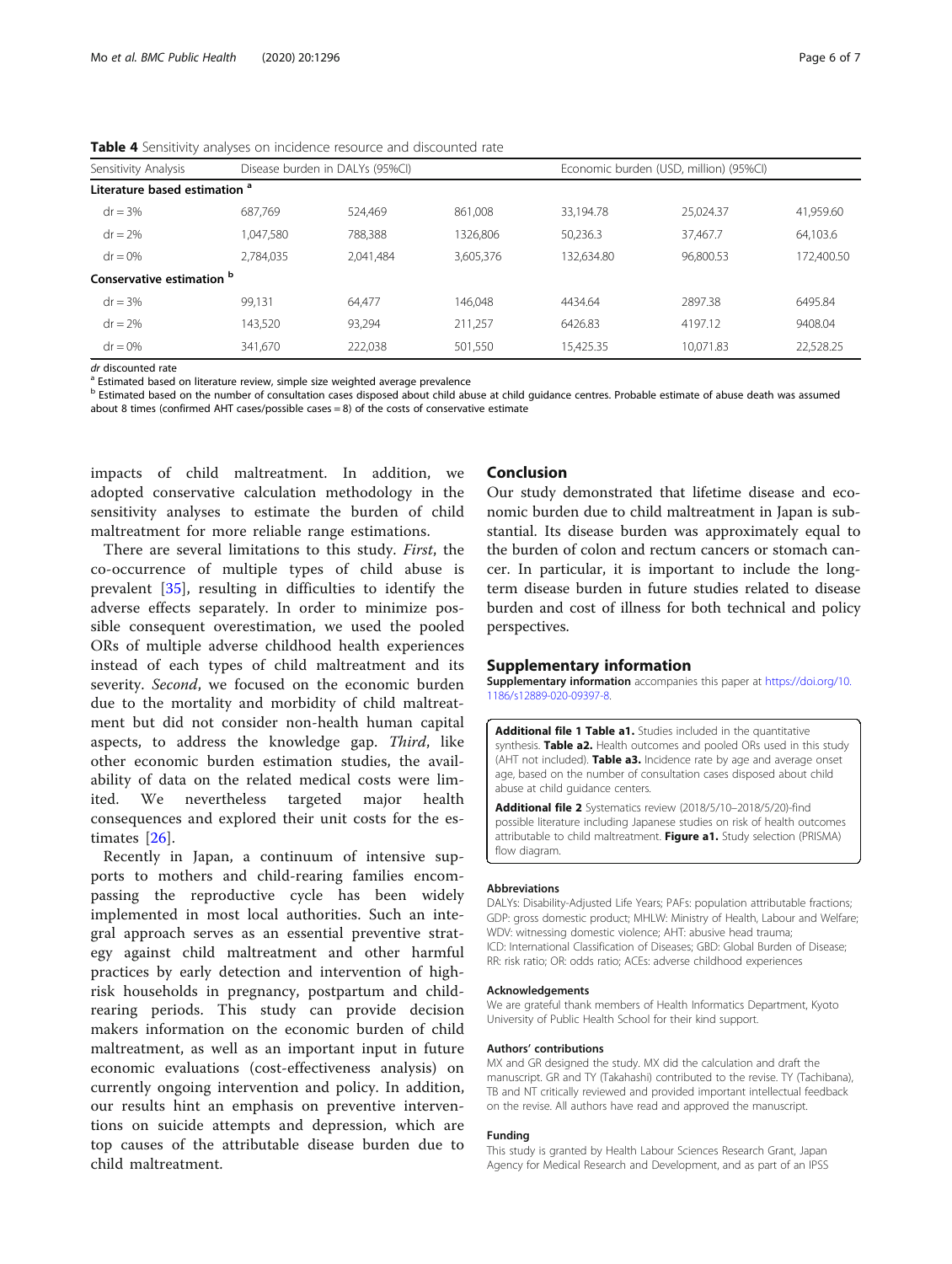**Table 4** Sensitivity analyses on incidence resource and discounted rate

| Sensitivity Analysis | Disease burden in DALYs (95%CI) | | | Economic burden (USD, million) (95%CI) | | |
|---|---|---|---|---|---|---|
| **Literature based estimation [a]** | | | | | | |
| dr = 3% | 687,769 | 524,469 | 861,008 | 33,194.78 | 25,024.37 | 41,959.60 |
| dr = 2% | 1,047,580 | 788,388 | 1326,806 | 50,236.3 | 37,467.7 | 64,103.6 |
| dr = 0% | 2,784,035 | 2,041,484 | 3,605,376 | 132,634.80 | 96,800.53 | 172,400.50 |
| **Conservative estimation [b]** | | | | | | |
| dr = 3% | 99,131 | 64,477 | 146,048 | 4434.64 | 2897.38 | 6495.84 |
| dr = 2% | 143,520 | 93,294 | 211,257 | 6426.83 | 4197.12 | 9408.04 |
| dr = 0% | 341,670 | 222,038 | 501,550 | 15,425.35 | 10,071.83 | 22,528.25 |

*dr* discounted rate

[a] Estimated based on literature review, simple size weighted average prevalence

[b] Estimated based on the number of consultation cases disposed about child abuse at child guidance centres. Probable estimate of abuse death was assumed about 8 times (confirmed AHT cases/possible cases = 8) of the costs of conservative estimate

impacts of child maltreatment. In addition, we adopted conservative calculation methodology in the sensitivity analyses to estimate the burden of child maltreatment for more reliable range estimations.

There are several limitations to this study. *First*, the co-occurrence of multiple types of child abuse is prevalent [35], resulting in difficulties to identify the adverse effects separately. In order to minimize possible consequent overestimation, we used the pooled ORs of multiple adverse childhood health experiences instead of each types of child maltreatment and its severity. *Second*, we focused on the economic burden due to the mortality and morbidity of child maltreatment but did not consider non-health human capital aspects, to address the knowledge gap. *Third*, like other economic burden estimation studies, the availability of data on the related medical costs were limited. We nevertheless targeted major health consequences and explored their unit costs for the estimates [26].

Recently in Japan, a continuum of intensive supports to mothers and child-rearing families encompassing the reproductive cycle has been widely implemented in most local authorities. Such an integral approach serves as an essential preventive strategy against child maltreatment and other harmful practices by early detection and intervention of high-risk households in pregnancy, postpartum and child-rearing periods. This study can provide decision makers information on the economic burden of child maltreatment, as well as an important input in future economic evaluations (cost-effectiveness analysis) on currently ongoing intervention and policy. In addition, our results hint an emphasis on preventive interventions on suicide attempts and depression, which are top causes of the attributable disease burden due to child maltreatment.

## Conclusion

Our study demonstrated that lifetime disease and economic burden due to child maltreatment in Japan is substantial. Its disease burden was approximately equal to the burden of colon and rectum cancers or stomach cancer. In particular, it is important to include the long-term disease burden in future studies related to disease burden and cost of illness for both technical and policy perspectives.

## Supplementary information

**Supplementary information** accompanies this paper at https://doi.org/10.1186/s12889-020-09397-8.

**Additional file 1 Table a1.** Studies included in the quantitative synthesis. **Table a2.** Health outcomes and pooled ORs used in this study (AHT not included). **Table a3.** Incidence rate by age and average onset age, based on the number of consultation cases disposed about child abuse at child guidance centers.

**Additional file 2** Systematics review (2018/5/10–2018/5/20)-find possible literature including Japanese studies on risk of health outcomes attributable to child maltreatment. **Figure a1.** Study selection (PRISMA) flow diagram.

### Abbreviations

DALYs: Disability-Adjusted Life Years; PAFs: population attributable fractions; GDP: gross domestic product; MHLW: Ministry of Health, Labour and Welfare; WDV: witnessing domestic violence; AHT: abusive head trauma; ICD: International Classification of Diseases; GBD: Global Burden of Disease; RR: risk ratio; OR: odds ratio; ACEs: adverse childhood experiences

### Acknowledgements

We are grateful thank members of Health Informatics Department, Kyoto University of Public Health School for their kind support.

### Authors' contributions

MX and GR designed the study. MX did the calculation and draft the manuscript. GR and TY (Takahashi) contributed to the revise. TY (Tachibana), TB and NT critically reviewed and provided important intellectual feedback on the revise. All authors have read and approved the manuscript.

### Funding

This study is granted by Health Labour Sciences Research Grant, Japan Agency for Medical Research and Development, and as part of an IPSS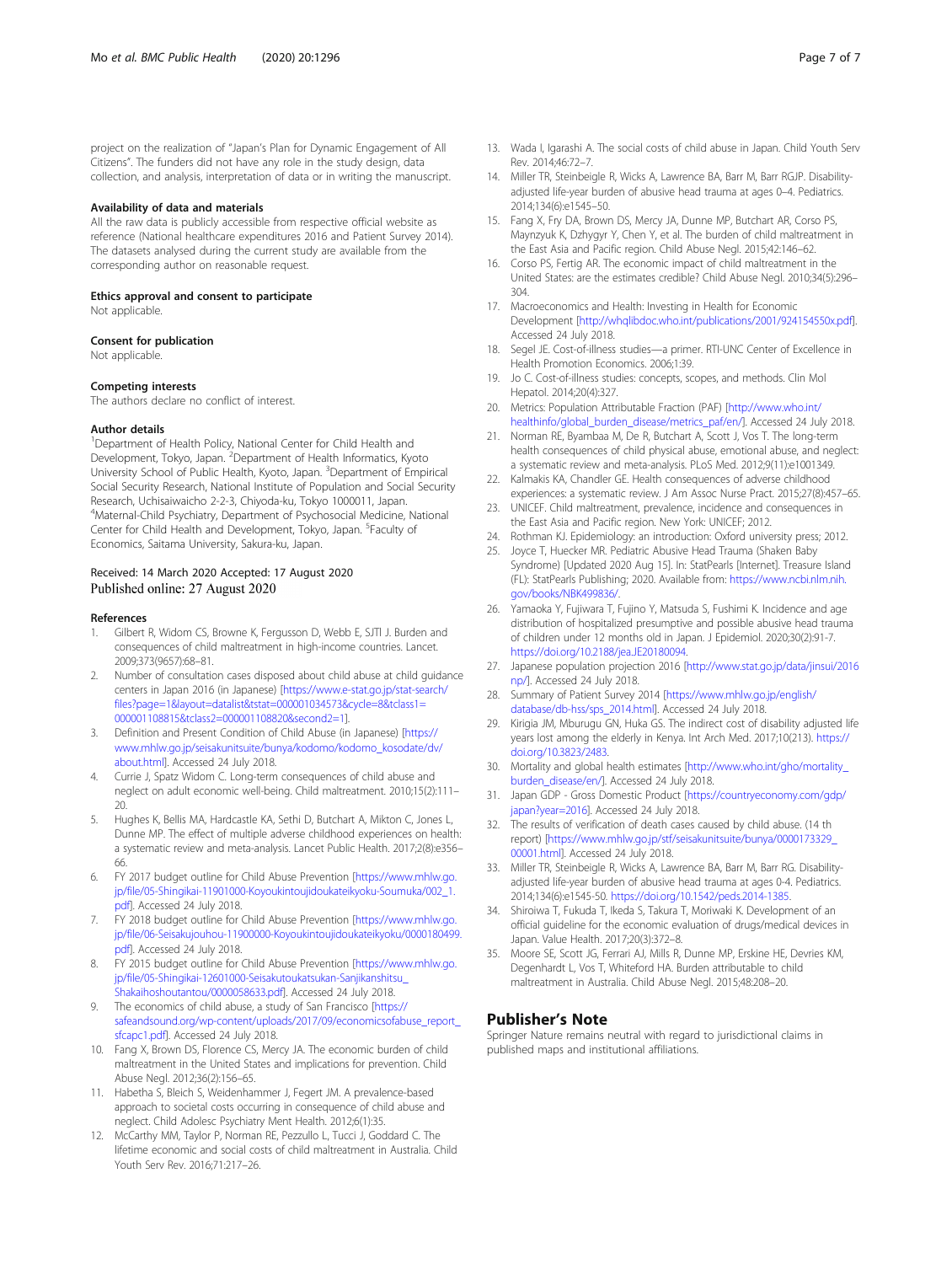project on the realization of "Japan's Plan for Dynamic Engagement of All Citizens". The funders did not have any role in the study design, data collection, and analysis, interpretation of data or in writing the manuscript.

### Availability of data and materials

All the raw data is publicly accessible from respective official website as reference (National healthcare expenditures 2016 and Patient Survey 2014). The datasets analysed during the current study are available from the corresponding author on reasonable request.

### Ethics approval and consent to participate

Not applicable.

### Consent for publication

Not applicable.

### Competing interests

The authors declare no conflict of interest.

### Author details

[1]Department of Health Policy, National Center for Child Health and Development, Tokyo, Japan. [2]Department of Health Informatics, Kyoto University School of Public Health, Kyoto, Japan. [3]Department of Empirical Social Security Research, National Institute of Population and Social Security Research, Uchisaiwaicho 2-2-3, Chiyoda-ku, Tokyo 1000011, Japan. [4]Maternal-Child Psychiatry, Department of Psychosocial Medicine, National Center for Child Health and Development, Tokyo, Japan. [5]Faculty of Economics, Saitama University, Sakura-ku, Japan.

Received: 14 March 2020 Accepted: 17 August 2020
Published online: 27 August 2020

### References

1. Gilbert R, Widom CS, Browne K, Fergusson D, Webb E, SJTl J. Burden and consequences of child maltreatment in high-income countries. Lancet. 2009;373(9657):68–81.
2. Number of consultation cases disposed about child abuse at child guidance centers in Japan 2016 (in Japanese) [https://www.e-stat.go.jp/stat-search/files?page=1&layout=datalist&tstat=000001034573&cycle=8&tclass1=000001108815&tclass2=000001108820&second2=1].
3. Definition and Present Condition of Child Abuse (in Japanese) [https://www.mhlw.go.jp/seisakunitsuite/bunya/kodomo/kodomo_kosodate/dv/about.html]. Accessed 24 July 2018.
4. Currie J, Spatz Widom C. Long-term consequences of child abuse and neglect on adult economic well-being. Child maltreatment. 2010;15(2):111–20.
5. Hughes K, Bellis MA, Hardcastle KA, Sethi D, Butchart A, Mikton C, Jones L, Dunne MP. The effect of multiple adverse childhood experiences on health: a systematic review and meta-analysis. Lancet Public Health. 2017;2(8):e356–66.
6. FY 2017 budget outline for Child Abuse Prevention [https://www.mhlw.go.jp/file/05-Shingikai-11901000-Koyoukintoujidoukateikyoku-Soumuka/002_1.pdf]. Accessed 24 July 2018.
7. FY 2018 budget outline for Child Abuse Prevention [https://www.mhlw.go.jp/file/06-Seisakujouhou-11900000-Koyoukintoujidoukateikyoku/0000180499.pdf]. Accessed 24 July 2018.
8. FY 2015 budget outline for Child Abuse Prevention [https://www.mhlw.go.jp/file/05-Shingikai-12601000-Seisakutoukatsukan-Sanjikanshitsu_Shakaihoshoutantou/0000058633.pdf]. Accessed 24 July 2018.
9. The economics of child abuse, a study of San Francisco [https://safeandsound.org/wp-content/uploads/2017/09/economicsofabuse_report_sfcapc1.pdf]. Accessed 24 July 2018.
10. Fang X, Brown DS, Florence CS, Mercy JA. The economic burden of child maltreatment in the United States and implications for prevention. Child Abuse Negl. 2012;36(2):156–65.
11. Habetha S, Bleich S, Weidenhammer J, Fegert JM. A prevalence-based approach to societal costs occurring in consequence of child abuse and neglect. Child Adolesc Psychiatry Ment Health. 2012;6(1):35.
12. McCarthy MM, Taylor P, Norman RE, Pezzullo L, Tucci J, Goddard C. The lifetime economic and social costs of child maltreatment in Australia. Child Youth Serv Rev. 2016;71:217–26.
13. Wada I, Igarashi A. The social costs of child abuse in Japan. Child Youth Serv Rev. 2014;46:72–7.
14. Miller TR, Steinbeigle R, Wicks A, Lawrence BA, Barr M, Barr RGJP. Disability-adjusted life-year burden of abusive head trauma at ages 0–4. Pediatrics. 2014;134(6):e1545–50.
15. Fang X, Fry DA, Brown DS, Mercy JA, Dunne MP, Butchart AR, Corso PS, Maynzyuk K, Dzhygyr Y, Chen Y, et al. The burden of child maltreatment in the East Asia and Pacific region. Child Abuse Negl. 2015;42:146–62.
16. Corso PS, Fertig AR. The economic impact of child maltreatment in the United States: are the estimates credible? Child Abuse Negl. 2010;34(5):296–304.
17. Macroeconomics and Health: Investing in Health for Economic Development [http://whqlibdoc.who.int/publications/2001/924154550x.pdf]. Accessed 24 July 2018.
18. Segel JE. Cost-of-illness studies—a primer. RTI-UNC Center of Excellence in Health Promotion Economics. 2006;1:39.
19. Jo C. Cost-of-illness studies: concepts, scopes, and methods. Clin Mol Hepatol. 2014;20(4):327.
20. Metrics: Population Attributable Fraction (PAF) [http://www.who.int/healthinfo/global_burden_disease/metrics_paf/en/]. Accessed 24 July 2018.
21. Norman RE, Byambaa M, De R, Butchart A, Scott J, Vos T. The long-term health consequences of child physical abuse, emotional abuse, and neglect: a systematic review and meta-analysis. PLoS Med. 2012;9(11):e1001349.
22. Kalmakis KA, Chandler GE. Health consequences of adverse childhood experiences: a systematic review. J Am Assoc Nurse Pract. 2015;27(8):457–65.
23. UNICEF. Child maltreatment, prevalence, incidence and consequences in the East Asia and Pacific region. New York: UNICEF; 2012.
24. Rothman KJ. Epidemiology: an introduction: Oxford university press; 2012.
25. Joyce T, Huecker MR. Pediatric Abusive Head Trauma (Shaken Baby Syndrome) [Updated 2020 Aug 15]. In: StatPearls [Internet]. Treasure Island (FL): StatPearls Publishing; 2020. Available from: https://www.ncbi.nlm.nih.gov/books/NBK499836/.
26. Yamaoka Y, Fujiwara T, Fujino Y, Matsuda S, Fushimi K. Incidence and age distribution of hospitalized presumptive and possible abusive head trauma of children under 12 months old in Japan. J Epidemiol. 2020;30(2):91-7. https://doi.org/10.2188/jea.JE20180094.
27. Japanese population projection 2016 [http://www.stat.go.jp/data/jinsui/2016np/]. Accessed 24 July 2018.
28. Summary of Patient Survey 2014 [https://www.mhlw.go.jp/english/database/db-hss/sps_2014.html]. Accessed 24 July 2018.
29. Kirigia JM, Mburugu GN, Huka GS. The indirect cost of disability adjusted life years lost among the elderly in Kenya. Int Arch Med. 2017;10(213). https://doi.org/10.3823/2483.
30. Mortality and global health estimates [http://www.who.int/gho/mortality_burden_disease/en/]. Accessed 24 July 2018.
31. Japan GDP - Gross Domestic Product [https://countryeconomy.com/gdp/japan?year=2016]. Accessed 24 July 2018.
32. The results of verification of death cases caused by child abuse. (14 th report) [https://www.mhlw.go.jp/stf/seisakunitsuite/bunya/0000173329_00001.html]. Accessed 24 July 2018.
33. Miller TR, Steinbeigle R, Wicks A, Lawrence BA, Barr M, Barr RG. Disability-adjusted life-year burden of abusive head trauma at ages 0-4. Pediatrics. 2014;134(6):e1545-50. https://doi.org/10.1542/peds.2014-1385.
34. Shiroiwa T, Fukuda T, Ikeda S, Takura T, Moriwaki K. Development of an official guideline for the economic evaluation of drugs/medical devices in Japan. Value Health. 2017;20(3):372–8.
35. Moore SE, Scott JG, Ferrari AJ, Mills R, Dunne MP, Erskine HE, Devries KM, Degenhardt L, Vos T, Whiteford HA. Burden attributable to child maltreatment in Australia. Child Abuse Negl. 2015;48:208–20.

## Publisher's Note

Springer Nature remains neutral with regard to jurisdictional claims in published maps and institutional affiliations.